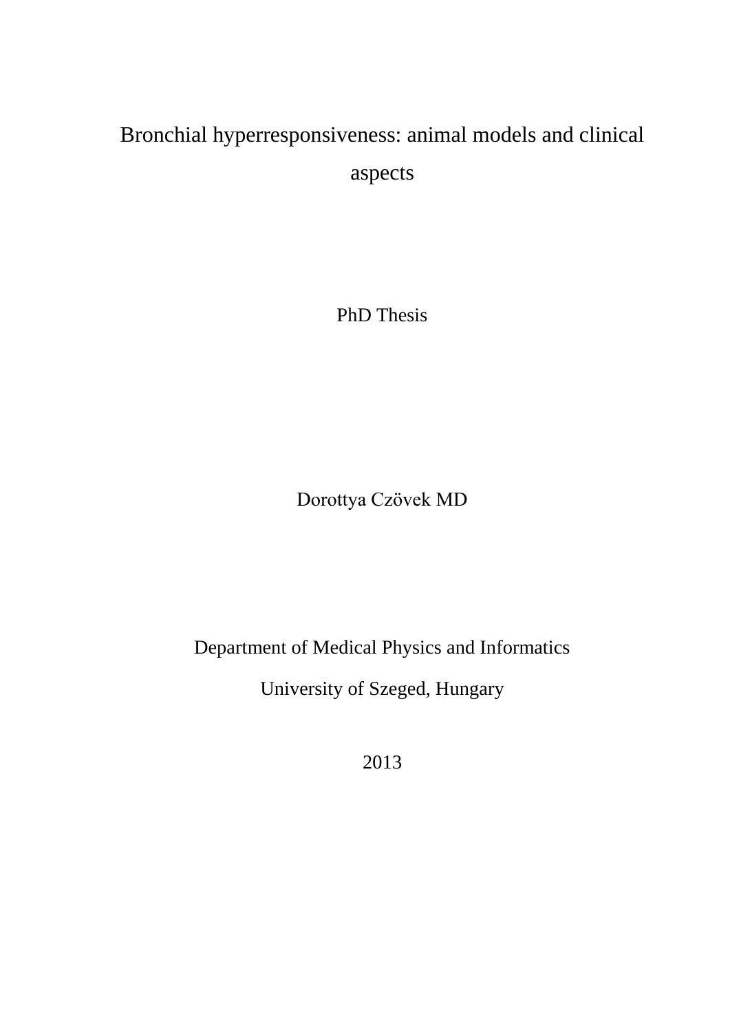# Bronchial hyperresponsiveness: animal models and clinical aspects

PhD Thesis

Dorottya Czövek MD

Department of Medical Physics and Informatics

University of Szeged, Hungary

2013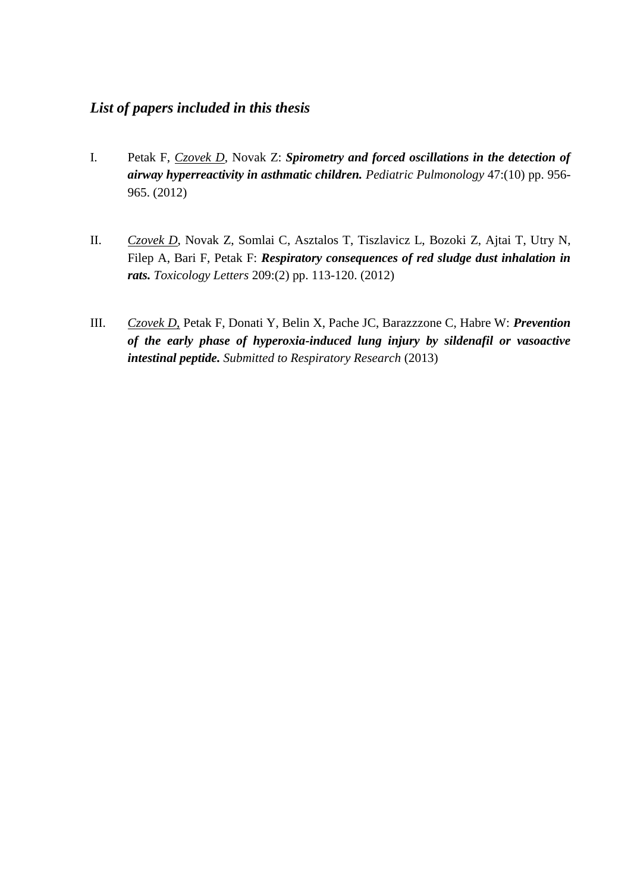### *List of papers included in this thesis*

I. Petak F, *Czovek D*, Novak Z: ***Spirometry and forced oscillations in the detection of airway hyperreactivity in asthmatic children.*** *Pediatric Pulmonology* 47:(10) pp. 956-965. (2012)

II. *Czovek D*, Novak Z, Somlai C, Asztalos T, Tiszlavicz L, Bozoki Z, Ajtai T, Utry N, Filep A, Bari F, Petak F: ***Respiratory consequences of red sludge dust inhalation in rats.*** *Toxicology Letters* 209:(2) pp. 113-120. (2012)

III. *Czovek D,* Petak F, Donati Y, Belin X, Pache JC, Barazzzone C, Habre W: ***Prevention of the early phase of hyperoxia-induced lung injury by sildenafil or vasoactive intestinal peptide.*** *Submitted to Respiratory Research* (2013)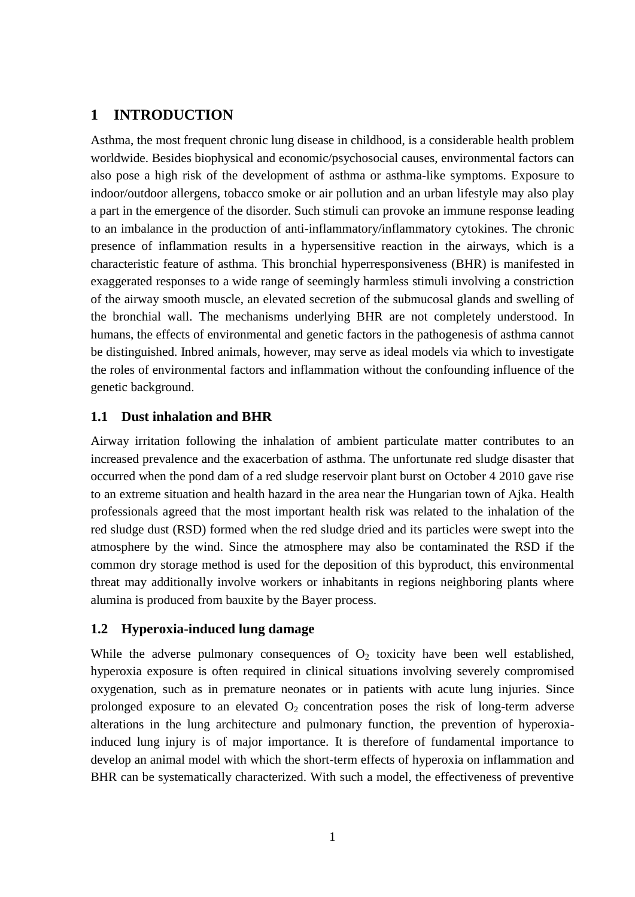# 1 INTRODUCTION

Asthma, the most frequent chronic lung disease in childhood, is a considerable health problem worldwide. Besides biophysical and economic/psychosocial causes, environmental factors can also pose a high risk of the development of asthma or asthma-like symptoms. Exposure to indoor/outdoor allergens, tobacco smoke or air pollution and an urban lifestyle may also play a part in the emergence of the disorder. Such stimuli can provoke an immune response leading to an imbalance in the production of anti-inflammatory/inflammatory cytokines. The chronic presence of inflammation results in a hypersensitive reaction in the airways, which is a characteristic feature of asthma. This bronchial hyperresponsiveness (BHR) is manifested in exaggerated responses to a wide range of seemingly harmless stimuli involving a constriction of the airway smooth muscle, an elevated secretion of the submucosal glands and swelling of the bronchial wall. The mechanisms underlying BHR are not completely understood. In humans, the effects of environmental and genetic factors in the pathogenesis of asthma cannot be distinguished. Inbred animals, however, may serve as ideal models via which to investigate the roles of environmental factors and inflammation without the confounding influence of the genetic background.

## 1.1 Dust inhalation and BHR

Airway irritation following the inhalation of ambient particulate matter contributes to an increased prevalence and the exacerbation of asthma. The unfortunate red sludge disaster that occurred when the pond dam of a red sludge reservoir plant burst on October 4 2010 gave rise to an extreme situation and health hazard in the area near the Hungarian town of Ajka. Health professionals agreed that the most important health risk was related to the inhalation of the red sludge dust (RSD) formed when the red sludge dried and its particles were swept into the atmosphere by the wind. Since the atmosphere may also be contaminated the RSD if the common dry storage method is used for the deposition of this byproduct, this environmental threat may additionally involve workers or inhabitants in regions neighboring plants where alumina is produced from bauxite by the Bayer process.

## 1.2 Hyperoxia-induced lung damage

While the adverse pulmonary consequences of $O_2$ toxicity have been well established, hyperoxia exposure is often required in clinical situations involving severely compromised oxygenation, such as in premature neonates or in patients with acute lung injuries. Since prolonged exposure to an elevated $O_2$ concentration poses the risk of long-term adverse alterations in the lung architecture and pulmonary function, the prevention of hyperoxia-induced lung injury is of major importance. It is therefore of fundamental importance to develop an animal model with which the short-term effects of hyperoxia on inflammation and BHR can be systematically characterized. With such a model, the effectiveness of preventive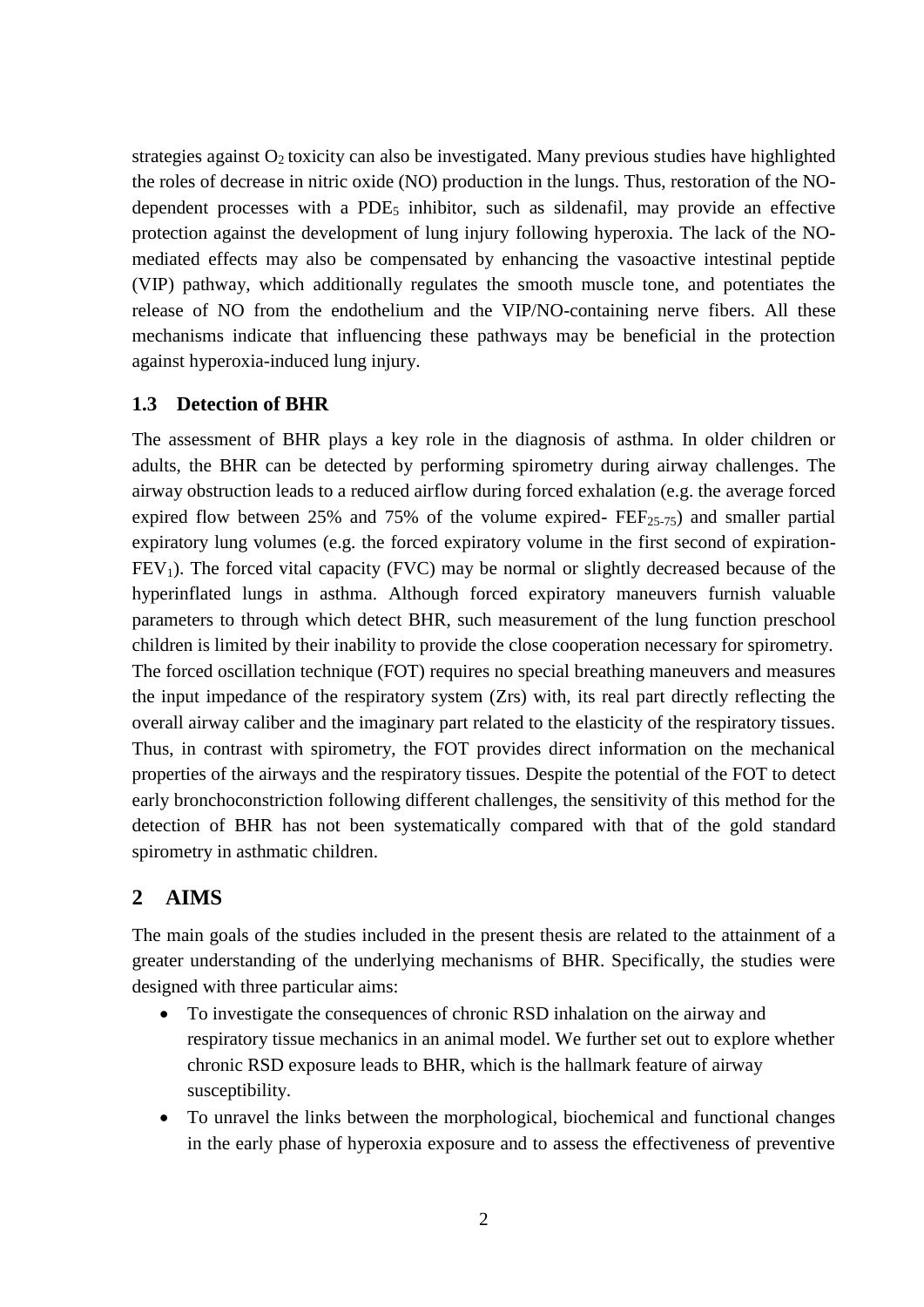strategies against $O_2$ toxicity can also be investigated. Many previous studies have highlighted the roles of decrease in nitric oxide (NO) production in the lungs. Thus, restoration of the NO-dependent processes with a $PDE_5$ inhibitor, such as sildenafil, may provide an effective protection against the development of lung injury following hyperoxia. The lack of the NO-mediated effects may also be compensated by enhancing the vasoactive intestinal peptide (VIP) pathway, which additionally regulates the smooth muscle tone, and potentiates the release of NO from the endothelium and the VIP/NO-containing nerve fibers. All these mechanisms indicate that influencing these pathways may be beneficial in the protection against hyperoxia-induced lung injury.

### 1.3 Detection of BHR

The assessment of BHR plays a key role in the diagnosis of asthma. In older children or adults, the BHR can be detected by performing spirometry during airway challenges. The airway obstruction leads to a reduced airflow during forced exhalation (e.g. the average forced expired flow between 25% and 75% of the volume expired- $FEF_{25-75}$) and smaller partial expiratory lung volumes (e.g. the forced expiratory volume in the first second of expiration- $FEV_1$). The forced vital capacity (FVC) may be normal or slightly decreased because of the hyperinflated lungs in asthma. Although forced expiratory maneuvers furnish valuable parameters to through which detect BHR, such measurement of the lung function preschool children is limited by their inability to provide the close cooperation necessary for spirometry. The forced oscillation technique (FOT) requires no special breathing maneuvers and measures the input impedance of the respiratory system (Zrs) with, its real part directly reflecting the overall airway caliber and the imaginary part related to the elasticity of the respiratory tissues. Thus, in contrast with spirometry, the FOT provides direct information on the mechanical properties of the airways and the respiratory tissues. Despite the potential of the FOT to detect early bronchoconstriction following different challenges, the sensitivity of this method for the detection of BHR has not been systematically compared with that of the gold standard spirometry in asthmatic children.

## 2 AIMS

The main goals of the studies included in the present thesis are related to the attainment of a greater understanding of the underlying mechanisms of BHR. Specifically, the studies were designed with three particular aims:

- To investigate the consequences of chronic RSD inhalation on the airway and respiratory tissue mechanics in an animal model. We further set out to explore whether chronic RSD exposure leads to BHR, which is the hallmark feature of airway susceptibility.
- To unravel the links between the morphological, biochemical and functional changes in the early phase of hyperoxia exposure and to assess the effectiveness of preventive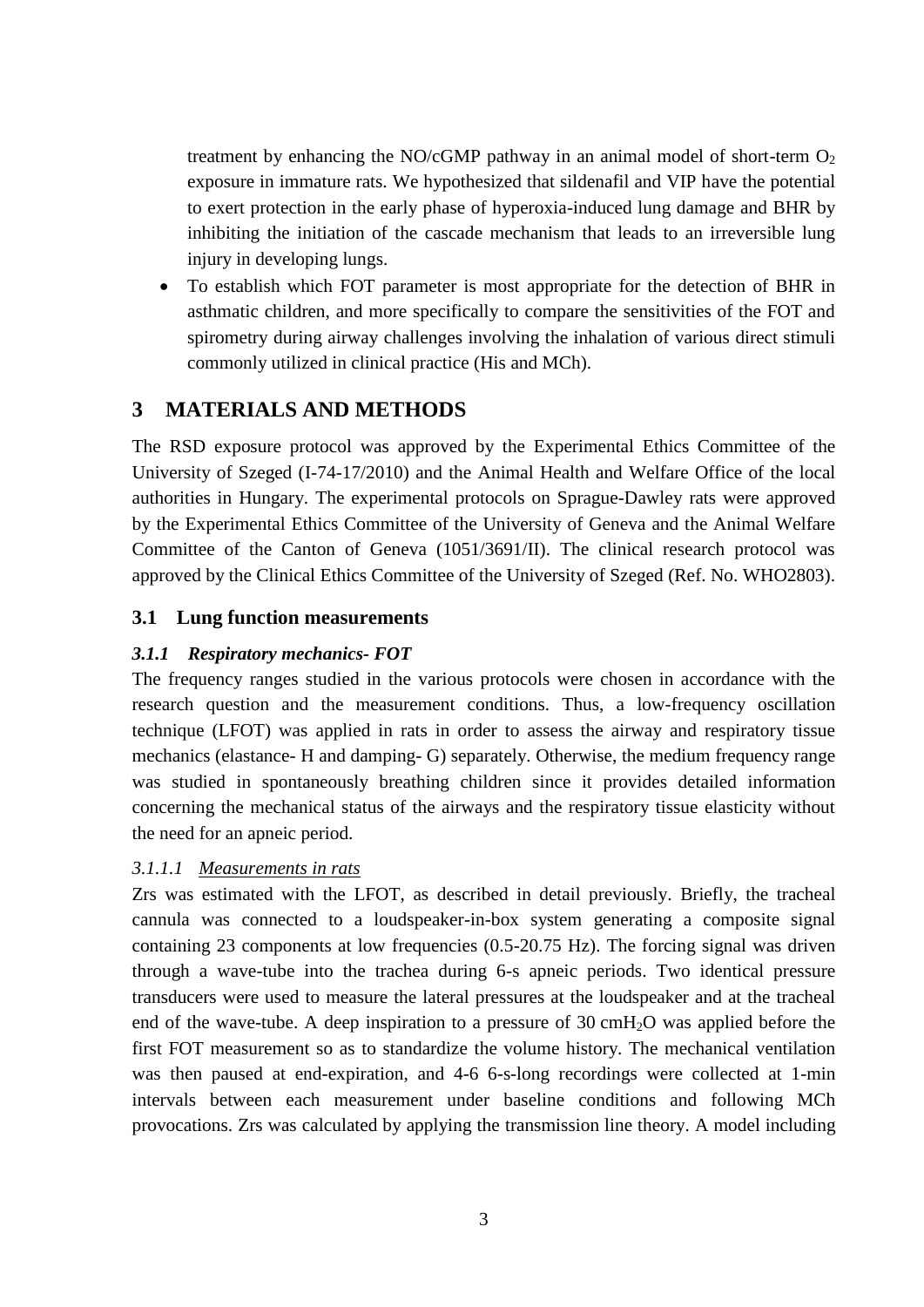treatment by enhancing the NO/cGMP pathway in an animal model of short-term $O_2$ exposure in immature rats. We hypothesized that sildenafil and VIP have the potential to exert protection in the early phase of hyperoxia-induced lung damage and BHR by inhibiting the initiation of the cascade mechanism that leads to an irreversible lung injury in developing lungs.

- To establish which FOT parameter is most appropriate for the detection of BHR in asthmatic children, and more specifically to compare the sensitivities of the FOT and spirometry during airway challenges involving the inhalation of various direct stimuli commonly utilized in clinical practice (His and MCh).

# 3 MATERIALS AND METHODS

The RSD exposure protocol was approved by the Experimental Ethics Committee of the University of Szeged (I-74-17/2010) and the Animal Health and Welfare Office of the local authorities in Hungary. The experimental protocols on Sprague-Dawley rats were approved by the Experimental Ethics Committee of the University of Geneva and the Animal Welfare Committee of the Canton of Geneva (1051/3691/II). The clinical research protocol was approved by the Clinical Ethics Committee of the University of Szeged (Ref. No. WHO2803).

## 3.1 Lung function measurements

### *3.1.1 Respiratory mechanics- FOT*

The frequency ranges studied in the various protocols were chosen in accordance with the research question and the measurement conditions. Thus, a low-frequency oscillation technique (LFOT) was applied in rats in order to assess the airway and respiratory tissue mechanics (elastance- H and damping- G) separately. Otherwise, the medium frequency range was studied in spontaneously breathing children since it provides detailed information concerning the mechanical status of the airways and the respiratory tissue elasticity without the need for an apneic period.

#### *3.1.1.1 Measurements in rats*

Zrs was estimated with the LFOT, as described in detail previously. Briefly, the tracheal cannula was connected to a loudspeaker-in-box system generating a composite signal containing 23 components at low frequencies (0.5-20.75 Hz). The forcing signal was driven through a wave-tube into the trachea during 6-s apneic periods. Two identical pressure transducers were used to measure the lateral pressures at the loudspeaker and at the tracheal end of the wave-tube. A deep inspiration to a pressure of 30 $cmH_2O$ was applied before the first FOT measurement so as to standardize the volume history. The mechanical ventilation was then paused at end-expiration, and 4-6 6-s-long recordings were collected at 1-min intervals between each measurement under baseline conditions and following MCh provocations. Zrs was calculated by applying the transmission line theory. A model including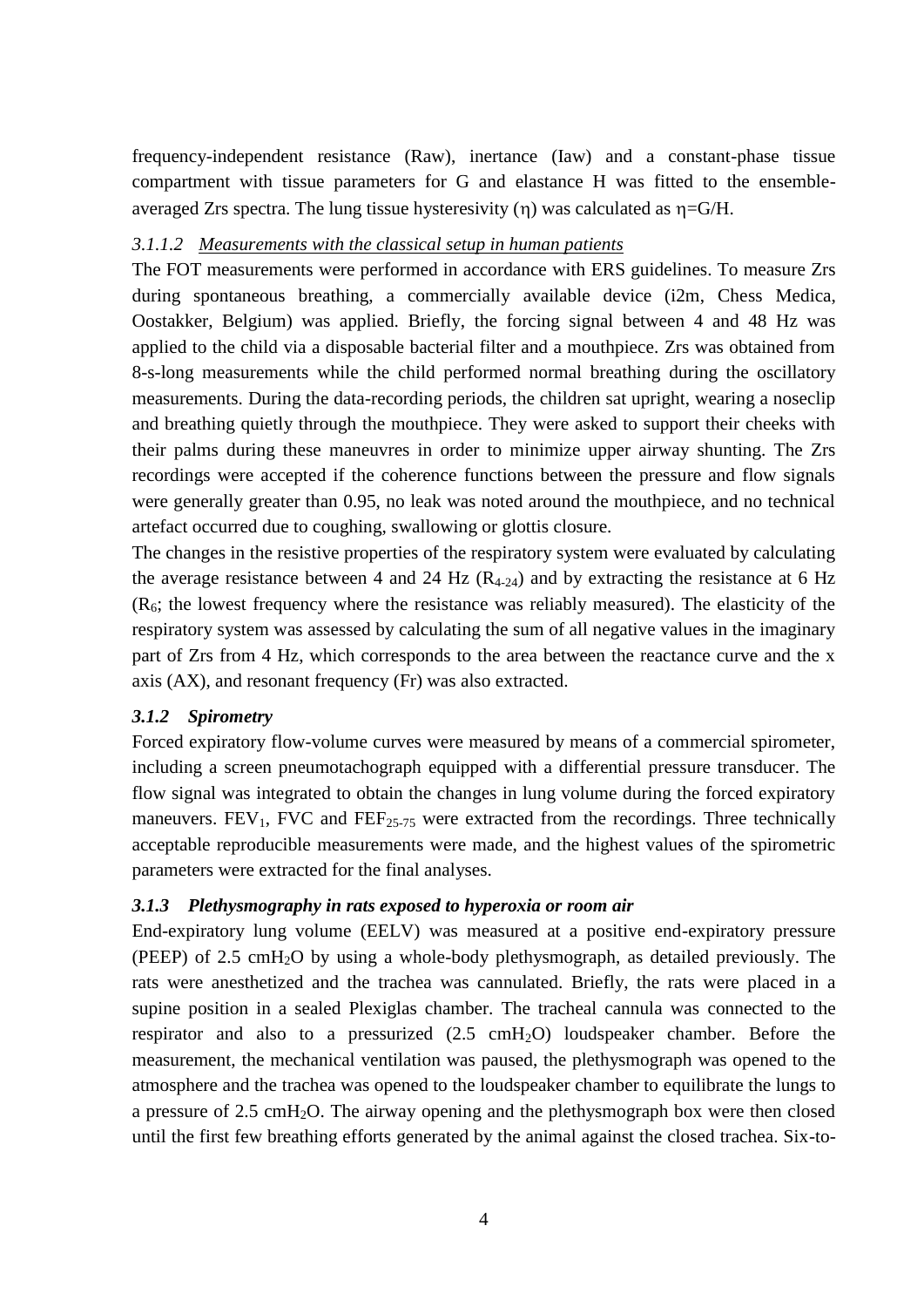frequency-independent resistance (Raw), inertance (Iaw) and a constant-phase tissue compartment with tissue parameters for G and elastance H was fitted to the ensemble-averaged Zrs spectra. The lung tissue hysteresivity ($\eta$) was calculated as $\eta$=G/H.

#### *3.1.1.2 Measurements with the classical setup in human patients*

The FOT measurements were performed in accordance with ERS guidelines. To measure Zrs during spontaneous breathing, a commercially available device (i2m, Chess Medica, Oostakker, Belgium) was applied. Briefly, the forcing signal between 4 and 48 Hz was applied to the child via a disposable bacterial filter and a mouthpiece. Zrs was obtained from 8-s-long measurements while the child performed normal breathing during the oscillatory measurements. During the data-recording periods, the children sat upright, wearing a noseclip and breathing quietly through the mouthpiece. They were asked to support their cheeks with their palms during these maneuvres in order to minimize upper airway shunting. The Zrs recordings were accepted if the coherence functions between the pressure and flow signals were generally greater than 0.95, no leak was noted around the mouthpiece, and no technical artefact occurred due to coughing, swallowing or glottis closure.

The changes in the resistive properties of the respiratory system were evaluated by calculating the average resistance between 4 and 24 Hz ($R_{4-24}$) and by extracting the resistance at 6 Hz ($R_6$; the lowest frequency where the resistance was reliably measured). The elasticity of the respiratory system was assessed by calculating the sum of all negative values in the imaginary part of Zrs from 4 Hz, which corresponds to the area between the reactance curve and the x axis (AX), and resonant frequency (Fr) was also extracted.

### *3.1.2 Spirometry*

Forced expiratory flow-volume curves were measured by means of a commercial spirometer, including a screen pneumotachograph equipped with a differential pressure transducer. The flow signal was integrated to obtain the changes in lung volume during the forced expiratory maneuvers. $FEV_1$, FVC and $FEF_{25-75}$ were extracted from the recordings. Three technically acceptable reproducible measurements were made, and the highest values of the spirometric parameters were extracted for the final analyses.

### *3.1.3 Plethysmography in rats exposed to hyperoxia or room air*

End-expiratory lung volume (EELV) was measured at a positive end-expiratory pressure (PEEP) of 2.5 $cmH_2O$ by using a whole-body plethysmograph, as detailed previously. The rats were anesthetized and the trachea was cannulated. Briefly, the rats were placed in a supine position in a sealed Plexiglas chamber. The tracheal cannula was connected to the respirator and also to a pressurized (2.5 $cmH_2O$) loudspeaker chamber. Before the measurement, the mechanical ventilation was paused, the plethysmograph was opened to the atmosphere and the trachea was opened to the loudspeaker chamber to equilibrate the lungs to a pressure of 2.5 $cmH_2O$. The airway opening and the plethysmograph box were then closed until the first few breathing efforts generated by the animal against the closed trachea. Six-to-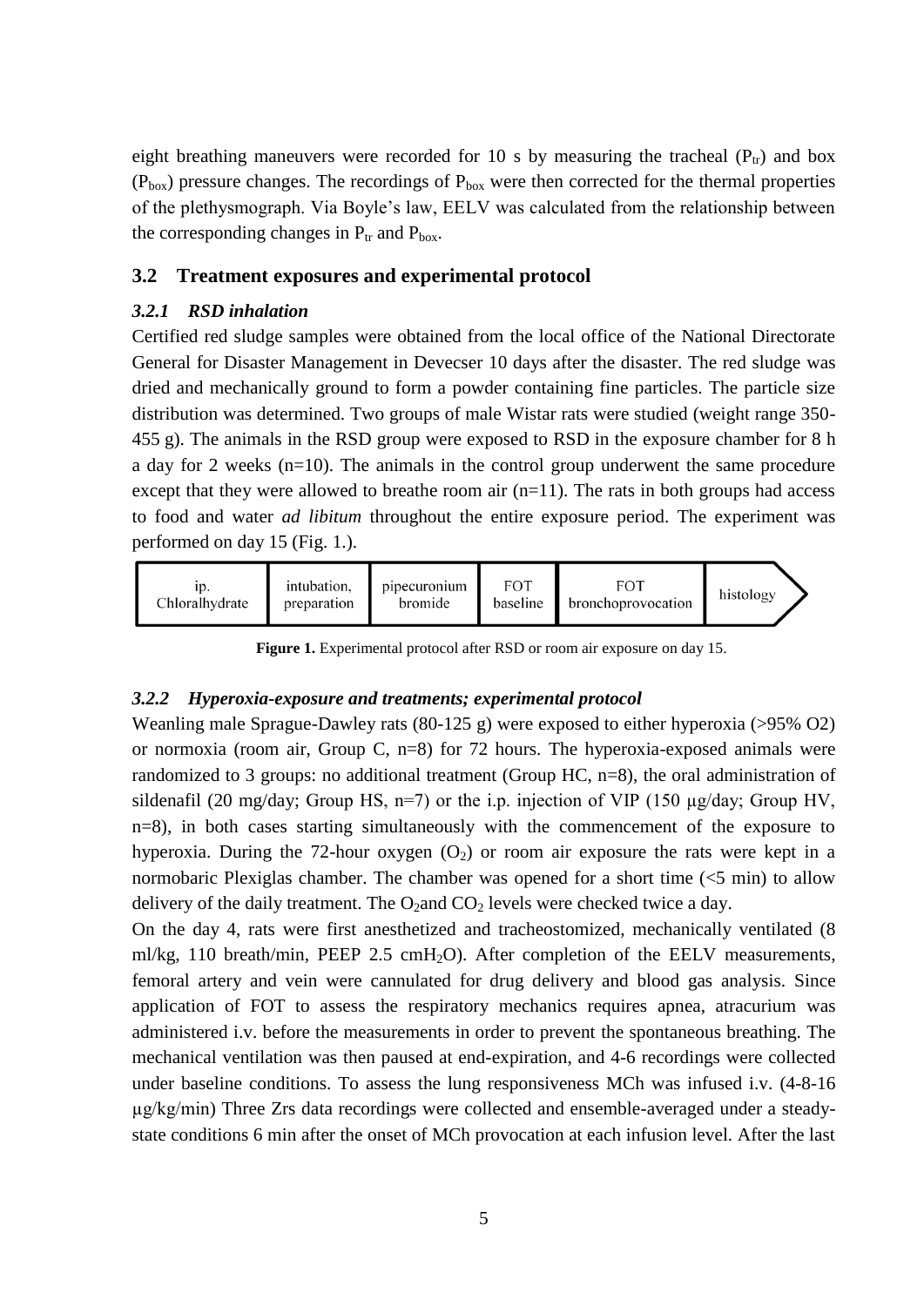eight breathing maneuvers were recorded for 10 s by measuring the tracheal ($P_{tr}$) and box ($P_{box}$) pressure changes. The recordings of $P_{box}$ were then corrected for the thermal properties of the plethysmograph. Via Boyle's law, EELV was calculated from the relationship between the corresponding changes in $P_{tr}$ and $P_{box}$.

## 3.2 Treatment exposures and experimental protocol

### *3.2.1 RSD inhalation*

Certified red sludge samples were obtained from the local office of the National Directorate General for Disaster Management in Devecser 10 days after the disaster. The red sludge was dried and mechanically ground to form a powder containing fine particles. The particle size distribution was determined. Two groups of male Wistar rats were studied (weight range 350-455 g). The animals in the RSD group were exposed to RSD in the exposure chamber for 8 h a day for 2 weeks (n=10). The animals in the control group underwent the same procedure except that they were allowed to breathe room air (n=11). The rats in both groups had access to food and water *ad libitum* throughout the entire exposure period. The experiment was performed on day 15 (Fig. 1.).

| ip. Chloralhydrate | intubation, preparation | pipecuronium bromide | FOT baseline | FOT bronchoprovocation | histology |
|---|---|---|---|---|---|

**Figure 1.** Experimental protocol after RSD or room air exposure on day 15.

### *3.2.2 Hyperoxia-exposure and treatments; experimental protocol*

Weanling male Sprague-Dawley rats (80-125 g) were exposed to either hyperoxia (>95% O2) or normoxia (room air, Group C, n=8) for 72 hours. The hyperoxia-exposed animals were randomized to 3 groups: no additional treatment (Group HC, n=8), the oral administration of sildenafil (20 mg/day; Group HS, n=7) or the i.p. injection of VIP (150 µg/day; Group HV, n=8), in both cases starting simultaneously with the commencement of the exposure to hyperoxia. During the 72-hour oxygen ($O_2$) or room air exposure the rats were kept in a normobaric Plexiglas chamber. The chamber was opened for a short time (<5 min) to allow delivery of the daily treatment. The $O_2$and $CO_2$ levels were checked twice a day.

On the day 4, rats were first anesthetized and tracheostomized, mechanically ventilated (8 ml/kg, 110 breath/min, PEEP 2.5 cm$H_2O$). After completion of the EELV measurements, femoral artery and vein were cannulated for drug delivery and blood gas analysis. Since application of FOT to assess the respiratory mechanics requires apnea, atracurium was administered i.v. before the measurements in order to prevent the spontaneous breathing. The mechanical ventilation was then paused at end-expiration, and 4-6 recordings were collected under baseline conditions. To assess the lung responsiveness MCh was infused i.v. (4-8-16 µg/kg/min) Three Zrs data recordings were collected and ensemble-averaged under a steady-state conditions 6 min after the onset of MCh provocation at each infusion level. After the last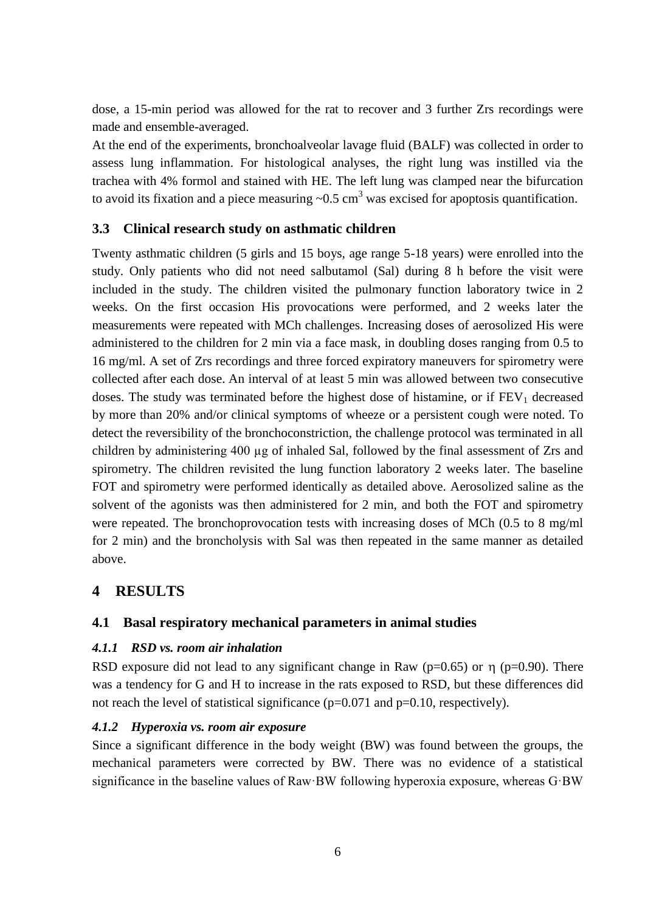dose, a 15-min period was allowed for the rat to recover and 3 further Zrs recordings were made and ensemble-averaged.

At the end of the experiments, bronchoalveolar lavage fluid (BALF) was collected in order to assess lung inflammation. For histological analyses, the right lung was instilled via the trachea with 4% formol and stained with HE. The left lung was clamped near the bifurcation to avoid its fixation and a piece measuring ~0.5 $cm^3$ was excised for apoptosis quantification.

## 3.3 Clinical research study on asthmatic children

Twenty asthmatic children (5 girls and 15 boys, age range 5-18 years) were enrolled into the study. Only patients who did not need salbutamol (Sal) during 8 h before the visit were included in the study. The children visited the pulmonary function laboratory twice in 2 weeks. On the first occasion His provocations were performed, and 2 weeks later the measurements were repeated with MCh challenges. Increasing doses of aerosolized His were administered to the children for 2 min via a face mask, in doubling doses ranging from 0.5 to 16 mg/ml. A set of Zrs recordings and three forced expiratory maneuvers for spirometry were collected after each dose. An interval of at least 5 min was allowed between two consecutive doses. The study was terminated before the highest dose of histamine, or if $FEV_1$ decreased by more than 20% and/or clinical symptoms of wheeze or a persistent cough were noted. To detect the reversibility of the bronchoconstriction, the challenge protocol was terminated in all children by administering 400 μg of inhaled Sal, followed by the final assessment of Zrs and spirometry. The children revisited the lung function laboratory 2 weeks later. The baseline FOT and spirometry were performed identically as detailed above. Aerosolized saline as the solvent of the agonists was then administered for 2 min, and both the FOT and spirometry were repeated. The bronchoprovocation tests with increasing doses of MCh (0.5 to 8 mg/ml for 2 min) and the broncholysis with Sal was then repeated in the same manner as detailed above.

# 4 RESULTS

## 4.1 Basal respiratory mechanical parameters in animal studies

### *4.1.1 RSD vs. room air inhalation*

RSD exposure did not lead to any significant change in Raw ($p=0.65$) or $\eta$ ($p=0.90$). There was a tendency for G and H to increase in the rats exposed to RSD, but these differences did not reach the level of statistical significance ($p=0.071$ and $p=0.10$, respectively).

### *4.1.2 Hyperoxia vs. room air exposure*

Since a significant difference in the body weight (BW) was found between the groups, the mechanical parameters were corrected by BW. There was no evidence of a statistical significance in the baseline values of Raw·BW following hyperoxia exposure, whereas G·BW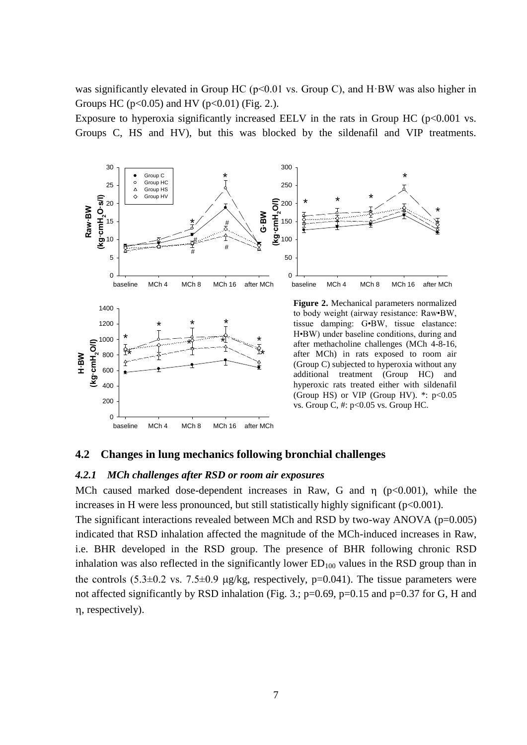was significantly elevated in Group HC ($p<0.01$ vs. Group C), and H·BW was also higher in Groups HC ($p<0.05$) and HV ($p<0.01$) (Fig. 2.).

Exposure to hyperoxia significantly increased EELV in the rats in Group HC ($p<0.001$ vs. Groups C, HS and HV), but this was blocked by the sildenafil and VIP treatments.

**Figure 2.** Mechanical parameters normalized to body weight (airway resistance: Raw•BW, tissue damping: G•BW, tissue elastance: H•BW) under baseline conditions, during and after methacholine challenges (MCh 4-8-16, after MCh) in rats exposed to room air (Group C) subjected to hyperoxia without any additional treatment (Group HC) and hyperoxic rats treated either with sildenafil (Group HS) or VIP (Group HV). *: $p<0.05$ vs. Group C, #: $p<0.05$ vs. Group HC.

## 4.2 Changes in lung mechanics following bronchial challenges

### *4.2.1 MCh challenges after RSD or room air exposures*

MCh caused marked dose-dependent increases in Raw, G and $\eta$ ($p<0.001$), while the increases in H were less pronounced, but still statistically highly significant ($p<0.001$).

The significant interactions revealed between MCh and RSD by two-way ANOVA ($p=0.005$) indicated that RSD inhalation affected the magnitude of the MCh-induced increases in Raw, i.e. BHR developed in the RSD group. The presence of BHR following chronic RSD inhalation was also reflected in the significantly lower $ED_{100}$ values in the RSD group than in the controls ($5.3\pm0.2$ vs. $7.5\pm0.9$ $\mu$g/kg, respectively, $p=0.041$). The tissue parameters were not affected significantly by RSD inhalation (Fig. 3.; $p=0.69$, $p=0.15$ and $p=0.37$ for G, H and $\eta$, respectively).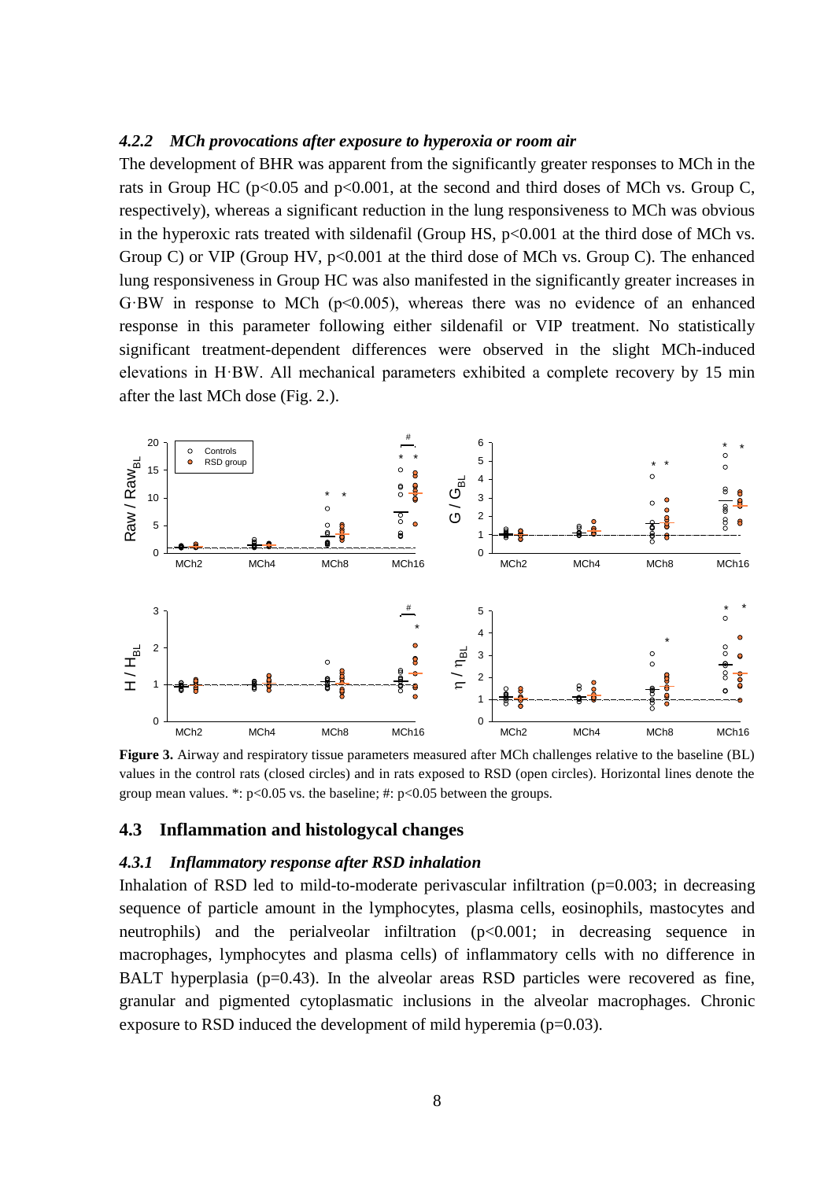#### *4.2.2 MCh provocations after exposure to hyperoxia or room air*

The development of BHR was apparent from the significantly greater responses to MCh in the rats in Group HC ($p<0.05$ and $p<0.001$, at the second and third doses of MCh vs. Group C, respectively), whereas a significant reduction in the lung responsiveness to MCh was obvious in the hyperoxic rats treated with sildenafil (Group HS, $p<0.001$ at the third dose of MCh vs. Group C) or VIP (Group HV, $p<0.001$ at the third dose of MCh vs. Group C). The enhanced lung responsiveness in Group HC was also manifested in the significantly greater increases in G·BW in response to MCh ($p<0.005$), whereas there was no evidence of an enhanced response in this parameter following either sildenafil or VIP treatment. No statistically significant treatment-dependent differences were observed in the slight MCh-induced elevations in H·BW. All mechanical parameters exhibited a complete recovery by 15 min after the last MCh dose (Fig. 2.).

**Figure 3.** Airway and respiratory tissue parameters measured after MCh challenges relative to the baseline (BL) values in the control rats (closed circles) and in rats exposed to RSD (open circles). Horizontal lines denote the group mean values. *: $p<0.05$ vs. the baseline; #: $p<0.05$ between the groups.

### 4.3 Inflammation and histologycal changes

#### *4.3.1 Inflammatory response after RSD inhalation*

Inhalation of RSD led to mild-to-moderate perivascular infiltration ($p=0.003$; in decreasing sequence of particle amount in the lymphocytes, plasma cells, eosinophils, mastocytes and neutrophils) and the perialveolar infiltration ($p<0.001$; in decreasing sequence in macrophages, lymphocytes and plasma cells) of inflammatory cells with no difference in BALT hyperplasia ($p=0.43$). In the alveolar areas RSD particles were recovered as fine, granular and pigmented cytoplasmatic inclusions in the alveolar macrophages. Chronic exposure to RSD induced the development of mild hyperemia ($p=0.03$).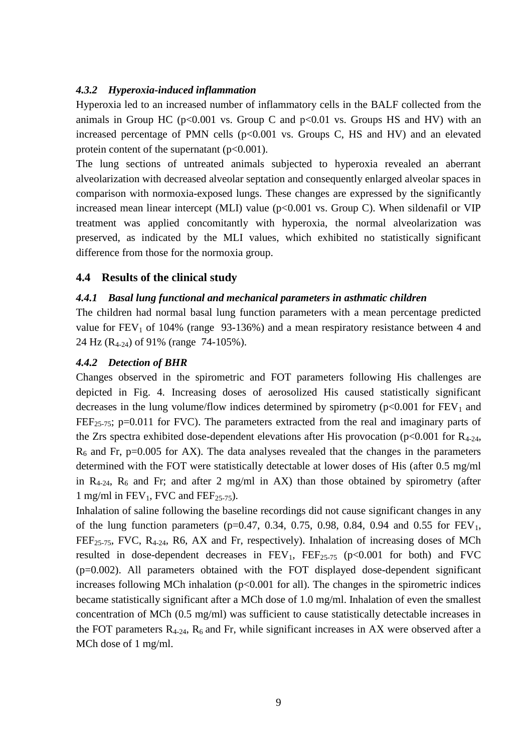### *4.3.2 Hyperoxia-induced inflammation*

Hyperoxia led to an increased number of inflammatory cells in the BALF collected from the animals in Group HC ($p<0.001$ vs. Group C and $p<0.01$ vs. Groups HS and HV) with an increased percentage of PMN cells ($p<0.001$ vs. Groups C, HS and HV) and an elevated protein content of the supernatant ($p<0.001$).

The lung sections of untreated animals subjected to hyperoxia revealed an aberrant alveolarization with decreased alveolar septation and consequently enlarged alveolar spaces in comparison with normoxia-exposed lungs. These changes are expressed by the significantly increased mean linear intercept (MLI) value ($p<0.001$ vs. Group C). When sildenafil or VIP treatment was applied concomitantly with hyperoxia, the normal alveolarization was preserved, as indicated by the MLI values, which exhibited no statistically significant difference from those for the normoxia group.

## 4.4 Results of the clinical study

### *4.4.1 Basal lung functional and mechanical parameters in asthmatic children*

The children had normal basal lung function parameters with a mean percentage predicted value for $FEV_1$ of 104% (range 93-136%) and a mean respiratory resistance between 4 and 24 Hz ($R_{4-24}$) of 91% (range 74-105%).

### *4.4.2 Detection of BHR*

Changes observed in the spirometric and FOT parameters following His challenges are depicted in Fig. 4. Increasing doses of aerosolized His caused statistically significant decreases in the lung volume/flow indices determined by spirometry ($p<0.001$ for $FEV_1$ and $FEF_{25-75}$; $p=0.011$ for FVC). The parameters extracted from the real and imaginary parts of the Zrs spectra exhibited dose-dependent elevations after His provocation ($p<0.001$ for $R_{4-24}$, $R_6$ and Fr, $p=0.005$ for AX). The data analyses revealed that the changes in the parameters determined with the FOT were statistically detectable at lower doses of His (after 0.5 mg/ml in $R_{4-24}$, $R_6$ and Fr; and after 2 mg/ml in AX) than those obtained by spirometry (after 1 mg/ml in $FEV_1$, FVC and $FEF_{25-75}$).

Inhalation of saline following the baseline recordings did not cause significant changes in any of the lung function parameters ($p=0.47$, 0.34, 0.75, 0.98, 0.84, 0.94 and 0.55 for $FEV_1$, $FEF_{25-75}$, FVC, $R_{4-24}$, R6, AX and Fr, respectively). Inhalation of increasing doses of MCh resulted in dose-dependent decreases in $FEV_1$, $FEF_{25-75}$ ($p<0.001$ for both) and FVC ($p=0.002$). All parameters obtained with the FOT displayed dose-dependent significant increases following MCh inhalation ($p<0.001$ for all). The changes in the spirometric indices became statistically significant after a MCh dose of 1.0 mg/ml. Inhalation of even the smallest concentration of MCh (0.5 mg/ml) was sufficient to cause statistically detectable increases in the FOT parameters $R_{4-24}$, $R_6$ and Fr, while significant increases in AX were observed after a MCh dose of 1 mg/ml.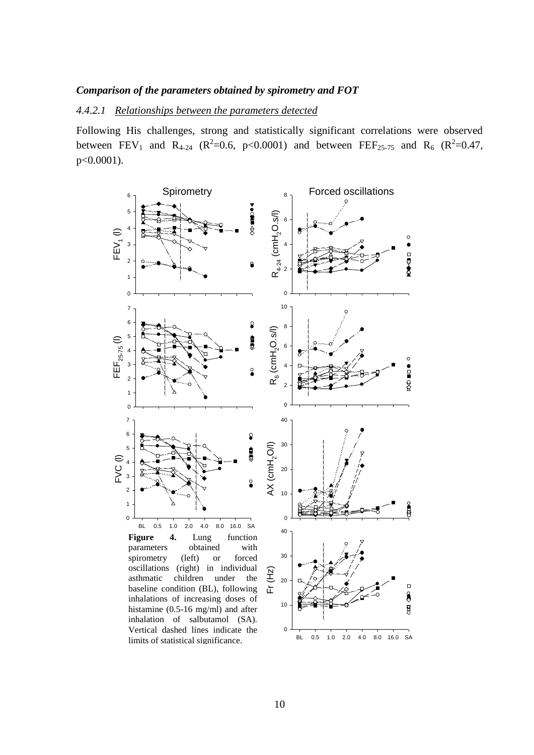### *Comparison of the parameters obtained by spirometry and FOT*

#### 4.4.2.1 *Relationships between the parameters detected*

Following His challenges, strong and statistically significant correlations were observed between $FEV_1$ and $R_{4\text{-}24}$ ($R^2$=0.6, p<0.0001) and between $FEF_{25\text{-}75}$ and $R_6$ ($R^2$=0.47, p<0.0001).

**Figure 4.** Lung function parameters obtained with spirometry (left) or forced oscillations (right) in individual asthmatic children under the baseline condition (BL), following inhalations of increasing doses of histamine (0.5-16 mg/ml) and after inhalation of salbutamol (SA). Vertical dashed lines indicate the limits of statistical significance.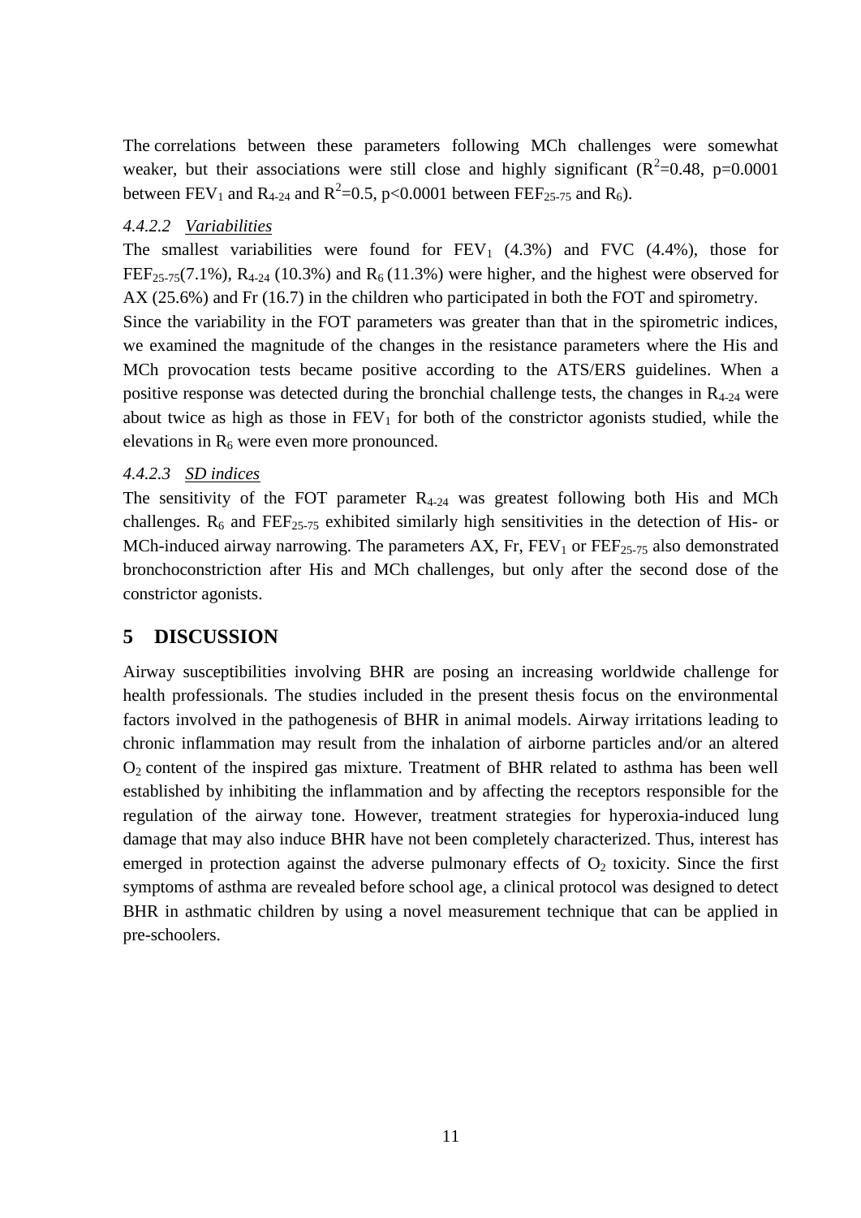The correlations between these parameters following MCh challenges were somewhat weaker, but their associations were still close and highly significant ($R^2$=0.48, p=0.0001 between $FEV_1$ and $R_{4-24}$ and $R^2$=0.5, p<0.0001 between $FEF_{25-75}$ and $R_6$).

#### 4.4.2.2 *Variabilities*

The smallest variabilities were found for $FEV_1$ (4.3%) and FVC (4.4%), those for $FEF_{25-75}$(7.1%), $R_{4-24}$ (10.3%) and $R_6$ (11.3%) were higher, and the highest were observed for AX (25.6%) and Fr (16.7) in the children who participated in both the FOT and spirometry.

Since the variability in the FOT parameters was greater than that in the spirometric indices, we examined the magnitude of the changes in the resistance parameters where the His and MCh provocation tests became positive according to the ATS/ERS guidelines. When a positive response was detected during the bronchial challenge tests, the changes in $R_{4-24}$ were about twice as high as those in $FEV_1$ for both of the constrictor agonists studied, while the elevations in $R_6$ were even more pronounced.

#### 4.4.2.3 *SD indices*

The sensitivity of the FOT parameter $R_{4-24}$ was greatest following both His and MCh challenges. $R_6$ and $FEF_{25-75}$ exhibited similarly high sensitivities in the detection of His- or MCh-induced airway narrowing. The parameters AX, Fr, $FEV_1$ or $FEF_{25-75}$ also demonstrated bronchoconstriction after His and MCh challenges, but only after the second dose of the constrictor agonists.

# 5 DISCUSSION

Airway susceptibilities involving BHR are posing an increasing worldwide challenge for health professionals. The studies included in the present thesis focus on the environmental factors involved in the pathogenesis of BHR in animal models. Airway irritations leading to chronic inflammation may result from the inhalation of airborne particles and/or an altered $O_2$ content of the inspired gas mixture. Treatment of BHR related to asthma has been well established by inhibiting the inflammation and by affecting the receptors responsible for the regulation of the airway tone. However, treatment strategies for hyperoxia-induced lung damage that may also induce BHR have not been completely characterized. Thus, interest has emerged in protection against the adverse pulmonary effects of $O_2$ toxicity. Since the first symptoms of asthma are revealed before school age, a clinical protocol was designed to detect BHR in asthmatic children by using a novel measurement technique that can be applied in pre-schoolers.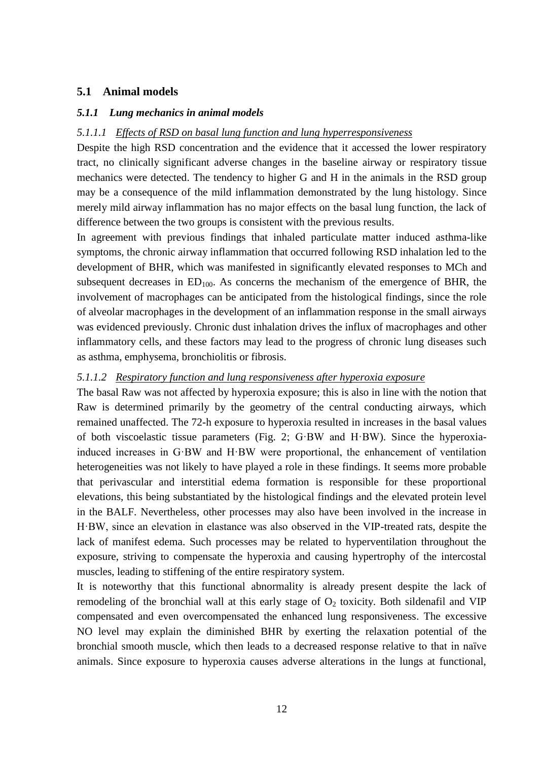## 5.1 Animal models

### *5.1.1 Lung mechanics in animal models*

#### *5.1.1.1 Effects of RSD on basal lung function and lung hyperresponsiveness*

Despite the high RSD concentration and the evidence that it accessed the lower respiratory tract, no clinically significant adverse changes in the baseline airway or respiratory tissue mechanics were detected. The tendency to higher G and H in the animals in the RSD group may be a consequence of the mild inflammation demonstrated by the lung histology. Since merely mild airway inflammation has no major effects on the basal lung function, the lack of difference between the two groups is consistent with the previous results.

In agreement with previous findings that inhaled particulate matter induced asthma-like symptoms, the chronic airway inflammation that occurred following RSD inhalation led to the development of BHR, which was manifested in significantly elevated responses to MCh and subsequent decreases in $ED_{100}$. As concerns the mechanism of the emergence of BHR, the involvement of macrophages can be anticipated from the histological findings, since the role of alveolar macrophages in the development of an inflammation response in the small airways was evidenced previously. Chronic dust inhalation drives the influx of macrophages and other inflammatory cells, and these factors may lead to the progress of chronic lung diseases such as asthma, emphysema, bronchiolitis or fibrosis.

#### *5.1.1.2 Respiratory function and lung responsiveness after hyperoxia exposure*

The basal Raw was not affected by hyperoxia exposure; this is also in line with the notion that Raw is determined primarily by the geometry of the central conducting airways, which remained unaffected. The 72-h exposure to hyperoxia resulted in increases in the basal values of both viscoelastic tissue parameters (Fig. 2; G·BW and H·BW). Since the hyperoxia-induced increases in G·BW and H·BW were proportional, the enhancement of ventilation heterogeneities was not likely to have played a role in these findings. It seems more probable that perivascular and interstitial edema formation is responsible for these proportional elevations, this being substantiated by the histological findings and the elevated protein level in the BALF. Nevertheless, other processes may also have been involved in the increase in H·BW, since an elevation in elastance was also observed in the VIP-treated rats, despite the lack of manifest edema. Such processes may be related to hyperventilation throughout the exposure, striving to compensate the hyperoxia and causing hypertrophy of the intercostal muscles, leading to stiffening of the entire respiratory system.

It is noteworthy that this functional abnormality is already present despite the lack of remodeling of the bronchial wall at this early stage of $O_2$ toxicity. Both sildenafil and VIP compensated and even overcompensated the enhanced lung responsiveness. The excessive NO level may explain the diminished BHR by exerting the relaxation potential of the bronchial smooth muscle, which then leads to a decreased response relative to that in naïve animals. Since exposure to hyperoxia causes adverse alterations in the lungs at functional,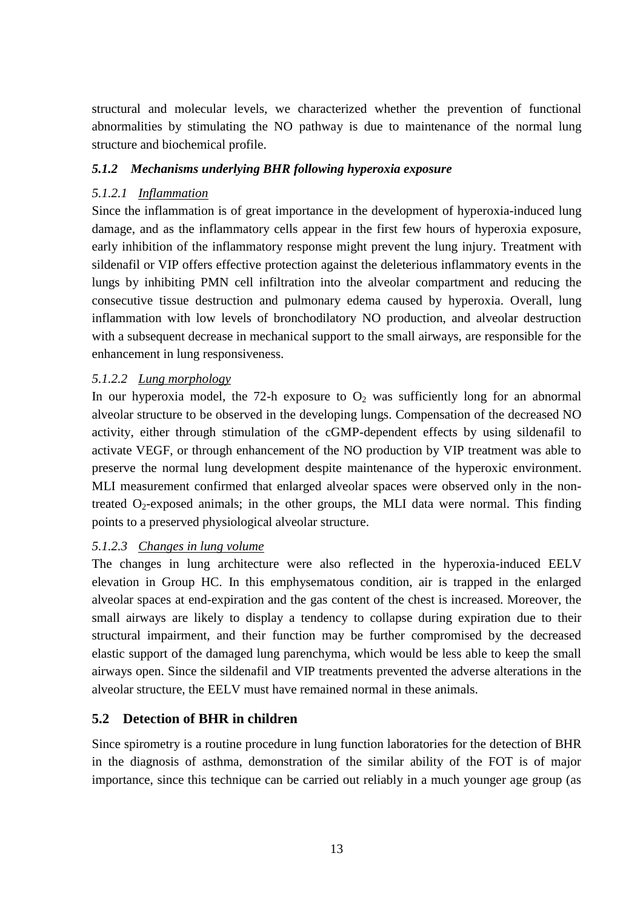structural and molecular levels, we characterized whether the prevention of functional abnormalities by stimulating the NO pathway is due to maintenance of the normal lung structure and biochemical profile.

### *5.1.2 Mechanisms underlying BHR following hyperoxia exposure*

#### *5.1.2.1 <u>Inflammation</u>*

Since the inflammation is of great importance in the development of hyperoxia-induced lung damage, and as the inflammatory cells appear in the first few hours of hyperoxia exposure, early inhibition of the inflammatory response might prevent the lung injury. Treatment with sildenafil or VIP offers effective protection against the deleterious inflammatory events in the lungs by inhibiting PMN cell infiltration into the alveolar compartment and reducing the consecutive tissue destruction and pulmonary edema caused by hyperoxia. Overall, lung inflammation with low levels of bronchodilatory NO production, and alveolar destruction with a subsequent decrease in mechanical support to the small airways, are responsible for the enhancement in lung responsiveness.

#### *5.1.2.2 <u>Lung morphology</u>*

In our hyperoxia model, the 72-h exposure to $O_2$ was sufficiently long for an abnormal alveolar structure to be observed in the developing lungs. Compensation of the decreased NO activity, either through stimulation of the cGMP-dependent effects by using sildenafil to activate VEGF, or through enhancement of the NO production by VIP treatment was able to preserve the normal lung development despite maintenance of the hyperoxic environment. MLI measurement confirmed that enlarged alveolar spaces were observed only in the non-treated $O_2$-exposed animals; in the other groups, the MLI data were normal. This finding points to a preserved physiological alveolar structure.

#### *5.1.2.3 <u>Changes in lung volume</u>*

The changes in lung architecture were also reflected in the hyperoxia-induced EELV elevation in Group HC. In this emphysematous condition, air is trapped in the enlarged alveolar spaces at end-expiration and the gas content of the chest is increased. Moreover, the small airways are likely to display a tendency to collapse during expiration due to their structural impairment, and their function may be further compromised by the decreased elastic support of the damaged lung parenchyma, which would be less able to keep the small airways open. Since the sildenafil and VIP treatments prevented the adverse alterations in the alveolar structure, the EELV must have remained normal in these animals.

## 5.2 Detection of BHR in children

Since spirometry is a routine procedure in lung function laboratories for the detection of BHR in the diagnosis of asthma, demonstration of the similar ability of the FOT is of major importance, since this technique can be carried out reliably in a much younger age group (as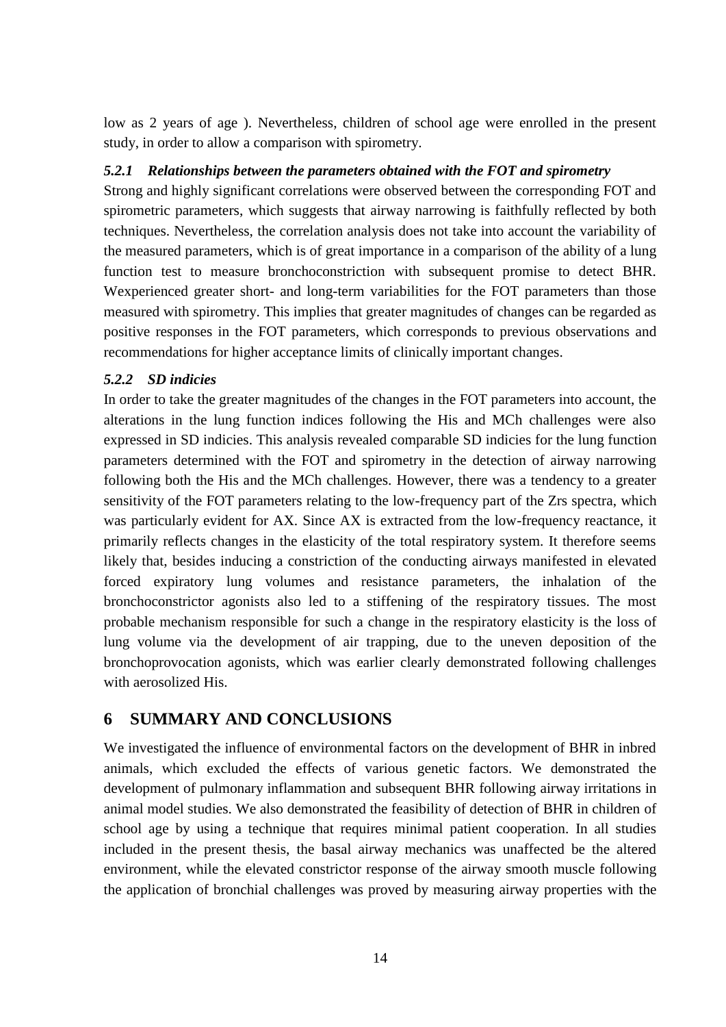low as 2 years of age ). Nevertheless, children of school age were enrolled in the present study, in order to allow a comparison with spirometry.

### *5.2.1 Relationships between the parameters obtained with the FOT and spirometry*

Strong and highly significant correlations were observed between the corresponding FOT and spirometric parameters, which suggests that airway narrowing is faithfully reflected by both techniques. Nevertheless, the correlation analysis does not take into account the variability of the measured parameters, which is of great importance in a comparison of the ability of a lung function test to measure bronchoconstriction with subsequent promise to detect BHR. Wexperienced greater short- and long-term variabilities for the FOT parameters than those measured with spirometry. This implies that greater magnitudes of changes can be regarded as positive responses in the FOT parameters, which corresponds to previous observations and recommendations for higher acceptance limits of clinically important changes.

### *5.2.2 SD indicies*

In order to take the greater magnitudes of the changes in the FOT parameters into account, the alterations in the lung function indices following the His and MCh challenges were also expressed in SD indicies. This analysis revealed comparable SD indicies for the lung function parameters determined with the FOT and spirometry in the detection of airway narrowing following both the His and the MCh challenges. However, there was a tendency to a greater sensitivity of the FOT parameters relating to the low-frequency part of the Zrs spectra, which was particularly evident for AX. Since AX is extracted from the low-frequency reactance, it primarily reflects changes in the elasticity of the total respiratory system. It therefore seems likely that, besides inducing a constriction of the conducting airways manifested in elevated forced expiratory lung volumes and resistance parameters, the inhalation of the bronchoconstrictor agonists also led to a stiffening of the respiratory tissues. The most probable mechanism responsible for such a change in the respiratory elasticity is the loss of lung volume via the development of air trapping, due to the uneven deposition of the bronchoprovocation agonists, which was earlier clearly demonstrated following challenges with aerosolized His.

# 6 SUMMARY AND CONCLUSIONS

We investigated the influence of environmental factors on the development of BHR in inbred animals, which excluded the effects of various genetic factors. We demonstrated the development of pulmonary inflammation and subsequent BHR following airway irritations in animal model studies. We also demonstrated the feasibility of detection of BHR in children of school age by using a technique that requires minimal patient cooperation. In all studies included in the present thesis, the basal airway mechanics was unaffected be the altered environment, while the elevated constrictor response of the airway smooth muscle following the application of bronchial challenges was proved by measuring airway properties with the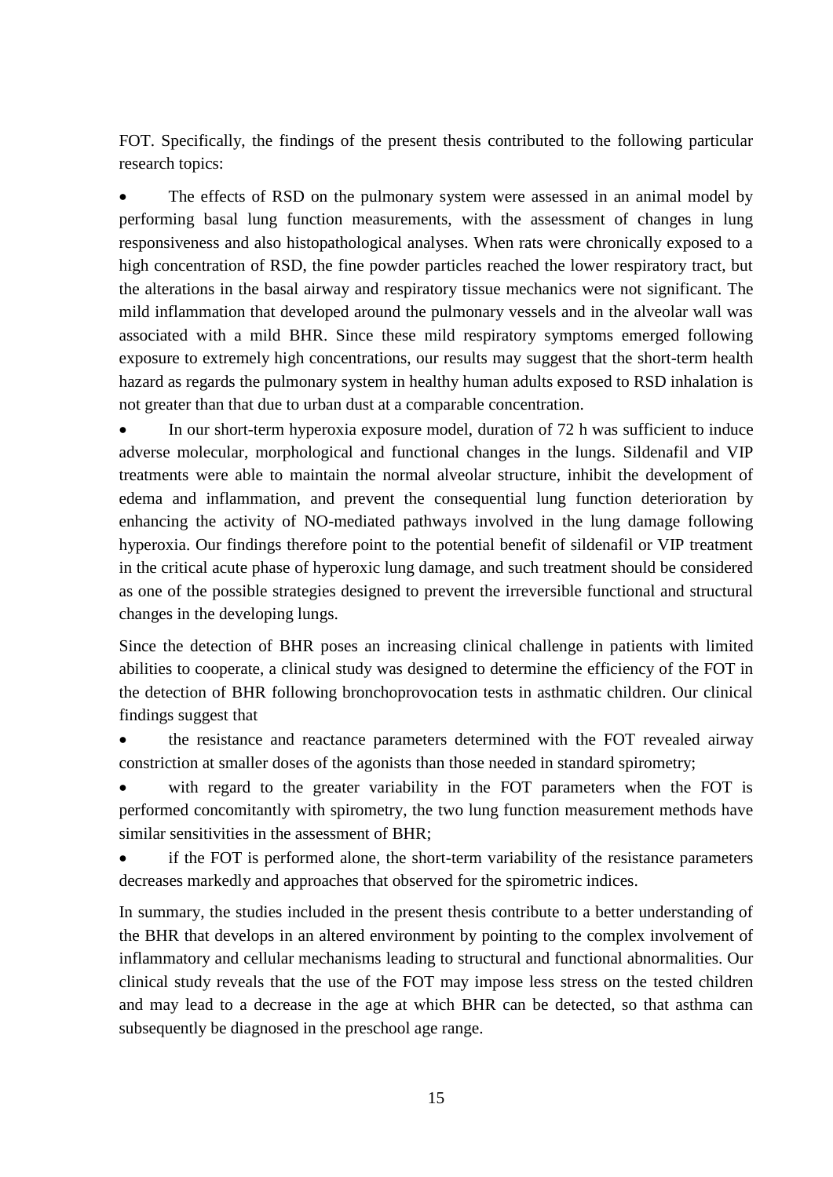FOT. Specifically, the findings of the present thesis contributed to the following particular research topics:

- The effects of RSD on the pulmonary system were assessed in an animal model by performing basal lung function measurements, with the assessment of changes in lung responsiveness and also histopathological analyses. When rats were chronically exposed to a high concentration of RSD, the fine powder particles reached the lower respiratory tract, but the alterations in the basal airway and respiratory tissue mechanics were not significant. The mild inflammation that developed around the pulmonary vessels and in the alveolar wall was associated with a mild BHR. Since these mild respiratory symptoms emerged following exposure to extremely high concentrations, our results may suggest that the short-term health hazard as regards the pulmonary system in healthy human adults exposed to RSD inhalation is not greater than that due to urban dust at a comparable concentration.
- In our short-term hyperoxia exposure model, duration of 72 h was sufficient to induce adverse molecular, morphological and functional changes in the lungs. Sildenafil and VIP treatments were able to maintain the normal alveolar structure, inhibit the development of edema and inflammation, and prevent the consequential lung function deterioration by enhancing the activity of NO-mediated pathways involved in the lung damage following hyperoxia. Our findings therefore point to the potential benefit of sildenafil or VIP treatment in the critical acute phase of hyperoxic lung damage, and such treatment should be considered as one of the possible strategies designed to prevent the irreversible functional and structural changes in the developing lungs.

Since the detection of BHR poses an increasing clinical challenge in patients with limited abilities to cooperate, a clinical study was designed to determine the efficiency of the FOT in the detection of BHR following bronchoprovocation tests in asthmatic children. Our clinical findings suggest that

- the resistance and reactance parameters determined with the FOT revealed airway constriction at smaller doses of the agonists than those needed in standard spirometry;
- with regard to the greater variability in the FOT parameters when the FOT is performed concomitantly with spirometry, the two lung function measurement methods have similar sensitivities in the assessment of BHR;
- if the FOT is performed alone, the short-term variability of the resistance parameters decreases markedly and approaches that observed for the spirometric indices.

In summary, the studies included in the present thesis contribute to a better understanding of the BHR that develops in an altered environment by pointing to the complex involvement of inflammatory and cellular mechanisms leading to structural and functional abnormalities. Our clinical study reveals that the use of the FOT may impose less stress on the tested children and may lead to a decrease in the age at which BHR can be detected, so that asthma can subsequently be diagnosed in the preschool age range.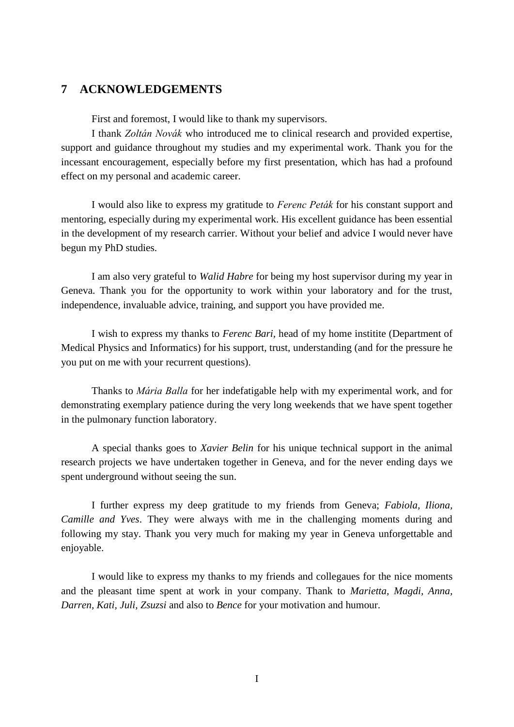# 7 ACKNOWLEDGEMENTS

First and foremost, I would like to thank my supervisors.

I thank *Zoltán Novák* who introduced me to clinical research and provided expertise, support and guidance throughout my studies and my experimental work. Thank you for the incessant encouragement, especially before my first presentation, which has had a profound effect on my personal and academic career.

I would also like to express my gratitude to *Ferenc Peták* for his constant support and mentoring, especially during my experimental work. His excellent guidance has been essential in the development of my research carrier. Without your belief and advice I would never have begun my PhD studies.

I am also very grateful to *Walid Habre* for being my host supervisor during my year in Geneva. Thank you for the opportunity to work within your laboratory and for the trust, independence, invaluable advice, training, and support you have provided me.

I wish to express my thanks to *Ferenc Bari*, head of my home institite (Department of Medical Physics and Informatics) for his support, trust, understanding (and for the pressure he you put on me with your recurrent questions).

Thanks to *Mária Balla* for her indefatigable help with my experimental work, and for demonstrating exemplary patience during the very long weekends that we have spent together in the pulmonary function laboratory.

A special thanks goes to *Xavier Belin* for his unique technical support in the animal research projects we have undertaken together in Geneva, and for the never ending days we spent underground without seeing the sun.

I further express my deep gratitude to my friends from Geneva; *Fabiola, Iliona, Camille and Yves*. They were always with me in the challenging moments during and following my stay. Thank you very much for making my year in Geneva unforgettable and enjoyable.

I would like to express my thanks to my friends and collegaues for the nice moments and the pleasant time spent at work in your company. Thank to *Marietta, Magdi, Anna, Darren, Kati, Juli, Zsuzsi* and also to *Bence* for your motivation and humour.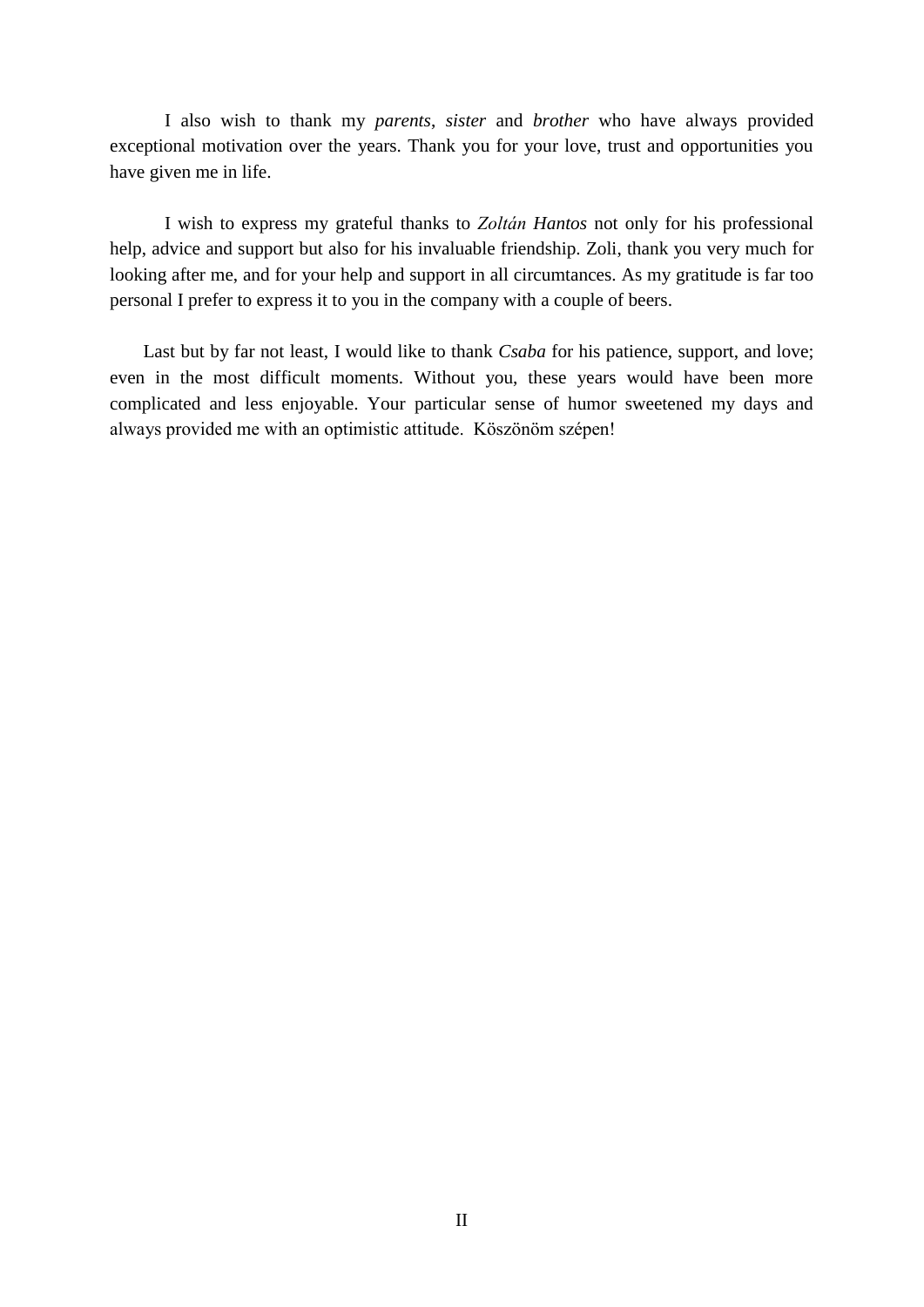I also wish to thank my *parents*, *sister* and *brother* who have always provided exceptional motivation over the years. Thank you for your love, trust and opportunities you have given me in life.

I wish to express my grateful thanks to *Zoltán Hantos* not only for his professional help, advice and support but also for his invaluable friendship. Zoli, thank you very much for looking after me, and for your help and support in all circumtances. As my gratitude is far too personal I prefer to express it to you in the company with a couple of beers.

Last but by far not least, I would like to thank *Csaba* for his patience, support, and love; even in the most difficult moments. Without you, these years would have been more complicated and less enjoyable. Your particular sense of humor sweetened my days and always provided me with an optimistic attitude. Köszönöm szépen!